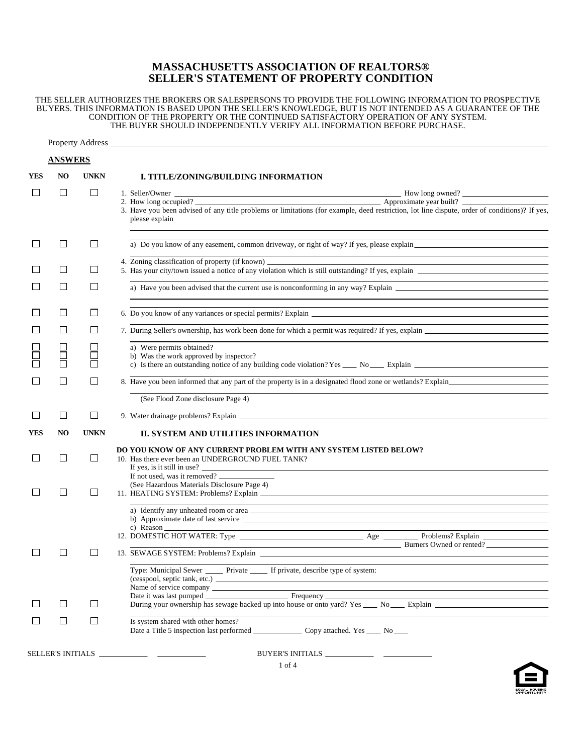# MASSACHUSETTS ASSOCIATION OF REALTORS®
# SELLER'S STATEMENT OF PROPERTY CONDITION

THE SELLER AUTHORIZES THE BROKERS OR SALESPERSONS TO PROVIDE THE FOLLOWING INFORMATION TO PROSPECTIVE BUYERS. THIS INFORMATION IS BASED UPON THE SELLER'S KNOWLEDGE, BUT IS NOT INTENDED AS A GUARANTEE OF THE CONDITION OF THE PROPERTY OR THE CONTINUED SATISFACTORY OPERATION OF ANY SYSTEM. THE BUYER SHOULD INDEPENDENTLY VERIFY ALL INFORMATION BEFORE PURCHASE.

Property Address ______________________________

**ANSWERS**

| YES | NO | UNKN | I. TITLE/ZONING/BUILDING INFORMATION |
|---|---|---|---|
| ☐ | ☐ | ☐ | 1. Seller/Owner ______________ How long owned? ______________ <br> 2. How long occupied? ______________ Approximate year built? ______________ <br> 3. Have you been advised of any title problems or limitations (for example, deed restriction, lot line dispute, order of conditions)? If yes, please explain ______________ |
| ☐ | ☐ | ☐ | a) Do you know of any easement, common driveway, or right of way? If yes, please explain ______________ |
| | | | 4. Zoning classification of property (if known) ______________ |
| ☐ | ☐ | ☐ | 5. Has your city/town issued a notice of any violation which is still outstanding? If yes, explain ______________ |
| ☐ | ☐ | ☐ | a) Have you been advised that the current use is nonconforming in any way? Explain ______________ |
| ☐ | ☐ | ☐ | 6. Do you know of any variances or special permits? Explain ______________ |
| ☐ | ☐ | ☐ | 7. During Seller's ownership, has work been done for which a permit was required? If yes, explain ______________ |
| ☐ | ☐ | ☐ | a) Were permits obtained? |
| ☐ | ☐ | ☐ | b) Was the work approved by inspector? |
| ☐ | ☐ | ☐ | c) Is there an outstanding notice of any building code violation? Yes ____ No ____ Explain ______________ |
| ☐ | ☐ | ☐ | 8. Have you been informed that any part of the property is in a designated flood zone or wetlands? Explain ______________ <br> (See Flood Zone disclosure Page 4) |
| ☐ | ☐ | ☐ | 9. Water drainage problems? Explain ______________ |

| YES | NO | UNKN | II. SYSTEM AND UTILITIES INFORMATION |
|---|---|---|---|
| | | | **DO YOU KNOW OF ANY CURRENT PROBLEM WITH ANY SYSTEM LISTED BELOW?** |
| ☐ | ☐ | ☐ | 10. Has there ever been an UNDERGROUND FUEL TANK? <br> If yes, is it still in use? ______________ <br> If not used, was it removed? ______________ <br> (See Hazardous Materials Disclosure Page 4) |
| ☐ | ☐ | ☐ | 11. HEATING SYSTEM: Problems? Explain ______________ <br> a) Identify any unheated room or area ______________ <br> b) Approximate date of last service ______________ <br> c) Reason ______________ <br> 12. DOMESTIC HOT WATER: Type ______________ Age ________ Problems? Explain ______________ <br> ______________ Burners Owned or rented? ______________ |
| ☐ | ☐ | ☐ | 13. SEWAGE SYSTEM: Problems? Explain ______________ <br> Type: Municipal Sewer ____ Private ____ If private, describe type of system: <br> (cesspool, septic tank, etc.) ______________ <br> Name of service company ______________ <br> Date it was last pumped ______________ Frequency ______________ |
| ☐ | ☐ | ☐ | During your ownership has sewage backed up into house or onto yard? Yes ____ No ____ Explain ______________ |
| ☐ | ☐ | ☐ | Is system shared with other homes? <br> Date a Title 5 inspection last performed ______________ Copy attached. Yes ____ No ____ |

SELLER'S INITIALS ________ ________ BUYER'S INITIALS ________ ________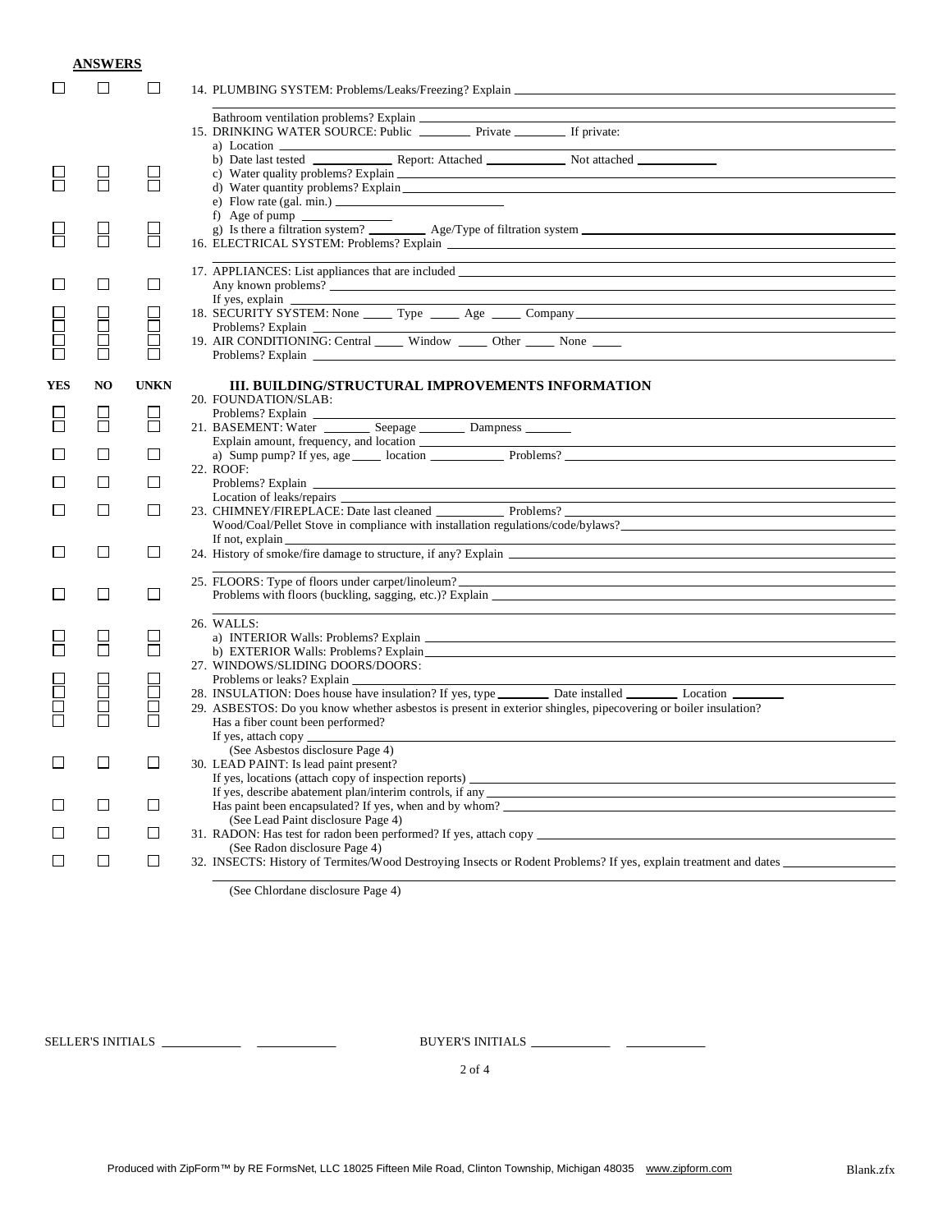**ANSWERS**

| | | | |
|---|---|---|---|
| ☐ | ☐ | ☐ | 14. PLUMBING SYSTEM: Problems/Leaks/Freezing? Explain ______ |
| | | | Bathroom ventilation problems? Explain ______ |
| | | | 15. DRINKING WATER SOURCE: Public ______ Private ______ If private: |
| | | | a) Location ______ |
| | | | b) Date last tested ______ Report: Attached ______ Not attached ______ |
| ☐ | ☐ | ☐ | c) Water quality problems? Explain ______ |
| ☐ | ☐ | ☐ | d) Water quantity problems? Explain ______ |
| | | | e) Flow rate (gal. min.) ______ |
| | | | f) Age of pump ______ |
| ☐ | ☐ | ☐ | g) Is there a filtration system? ______ Age/Type of filtration system ______ |
| ☐ | ☐ | ☐ | 16. ELECTRICAL SYSTEM: Problems? Explain ______ |
| | | | 17. APPLIANCES: List appliances that are included ______ |
| ☐ | ☐ | ☐ | Any known problems? ______ |
| | | | If yes, explain ______ |
| ☐ | ☐ | ☐ | 18. SECURITY SYSTEM: None ______ Type ______ Age ______ Company ______ |
| ☐ | ☐ | ☐ | Problems? Explain ______ |
| ☐ | ☐ | ☐ | 19. AIR CONDITIONING: Central ______ Window ______ Other ______ None ______ |
| ☐ | ☐ | ☐ | Problems? Explain ______ |

| YES | NO | UNKN | III. BUILDING/STRUCTURAL IMPROVEMENTS INFORMATION |
|---|---|---|---|
| | | | 20. FOUNDATION/SLAB: |
| ☐ | ☐ | ☐ | Problems? Explain ______ |
| ☐ | ☐ | ☐ | 21. BASEMENT: Water ______ Seepage ______ Dampness ______ |
| | | | Explain amount, frequency, and location ______ |
| ☐ | ☐ | ☐ | a) Sump pump? If yes, age ______ location ______ Problems? ______ |
| | | | 22. ROOF: |
| ☐ | ☐ | ☐ | Problems? Explain ______ |
| | | | Location of leaks/repairs ______ |
| ☐ | ☐ | ☐ | 23. CHIMNEY/FIREPLACE: Date last cleaned ______ Problems? ______ |
| | | | Wood/Coal/Pellet Stove in compliance with installation regulations/code/bylaws? ______ |
| | | | If not, explain ______ |
| ☐ | ☐ | ☐ | 24. History of smoke/fire damage to structure, if any? Explain ______ |
| | | | 25. FLOORS: Type of floors under carpet/linoleum? ______ |
| ☐ | ☐ | ☐ | Problems with floors (buckling, sagging, etc.)? Explain ______ |
| | | | 26. WALLS: |
| ☐ | ☐ | ☐ | a) INTERIOR Walls: Problems? Explain ______ |
| ☐ | ☐ | ☐ | b) EXTERIOR Walls: Problems? Explain ______ |
| | | | 27. WINDOWS/SLIDING DOORS/DOORS: |
| ☐ | ☐ | ☐ | Problems or leaks? Explain ______ |
| ☐ | ☐ | ☐ | 28. INSULATION: Does house have insulation? If yes, type ______ Date installed ______ Location ______ |
| ☐ | ☐ | ☐ | 29. ASBESTOS: Do you know whether asbestos is present in exterior shingles, pipecovering or boiler insulation? |
| ☐ | ☐ | ☐ | Has a fiber count been performed? |
| | | | If yes, attach copy ______ |
| | | | (See Asbestos disclosure Page 4) |
| ☐ | ☐ | ☐ | 30. LEAD PAINT: Is lead paint present? |
| | | | If yes, locations (attach copy of inspection reports) ______ |
| | | | If yes, describe abatement plan/interim controls, if any ______ |
| ☐ | ☐ | ☐ | Has paint been encapsulated? If yes, when and by whom? ______ |
| | | | (See Lead Paint disclosure Page 4) |
| ☐ | ☐ | ☐ | 31. RADON: Has test for radon been performed? If yes, attach copy ______ |
| | | | (See Radon disclosure Page 4) |
| ☐ | ☐ | ☐ | 32. INSECTS: History of Termites/Wood Destroying Insects or Rodent Problems? If yes, explain treatment and dates ______ |
| | | | (See Chlordane disclosure Page 4) |

SELLER'S INITIALS ______ ______ BUYER'S INITIALS ______ ______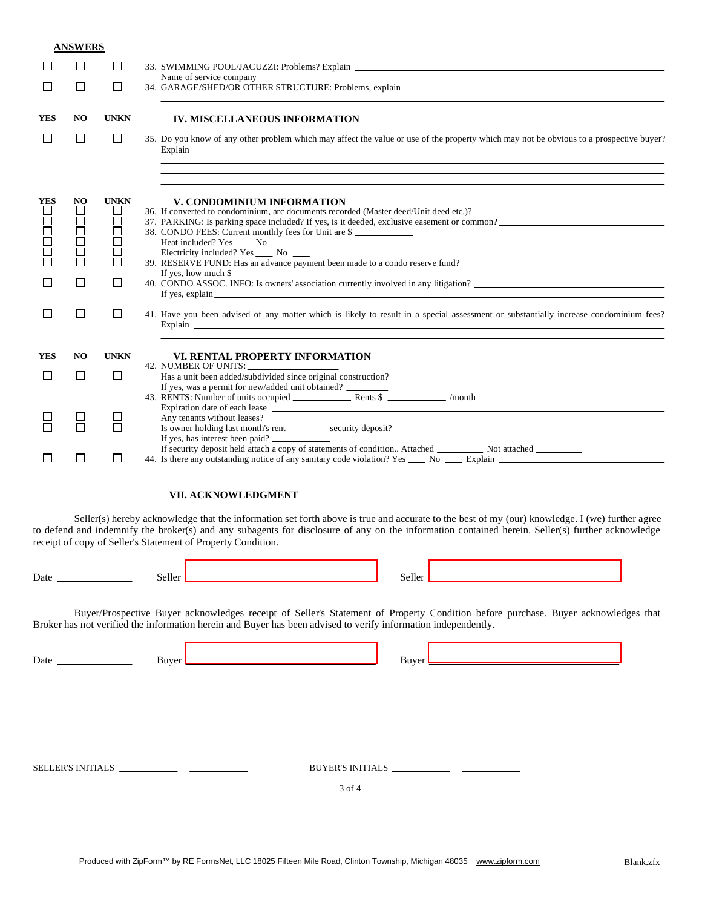**ANSWERS**

| | | | |
|---|---|---|---|
| ☐ | ☐ | ☐ | 33. SWIMMING POOL/JACUZZI: Problems? Explain ______ Name of service company ______ |
| ☐ | ☐ | ☐ | 34. GARAGE/SHED/OR OTHER STRUCTURE: Problems, explain ______ |

| YES | NO | UNKN | **IV. MISCELLANEOUS INFORMATION** |
|---|---|---|---|
| ☐ | ☐ | ☐ | 35. Do you know of any other problem which may affect the value or use of the property which may not be obvious to a prospective buyer? Explain ______ |

| YES | NO | UNKN | **V. CONDOMINIUM INFORMATION** |
|---|---|---|---|
| ☐ | ☐ | ☐ | 36. If converted to condominium, arc documents recorded (Master deed/Unit deed etc.)? |
| ☐ | ☐ | ☐ | 37. PARKING: Is parking space included? If yes, is it deeded, exclusive easement or common? ______ |
| ☐ | ☐ | ☐ | 38. CONDO FEES: Current monthly fees for Unit are $ ______ |
| ☐ | ☐ | ☐ | Heat included? Yes ____ No ____ |
| ☐ | ☐ | ☐ | Electricity included? Yes ____ No ____ |
| ☐ | ☐ | ☐ | 39. RESERVE FUND: Has an advance payment been made to a condo reserve fund? If yes, how much $ ______ |
| ☐ | ☐ | ☐ | 40. CONDO ASSOC. INFO: Is owners' association currently involved in any litigation? ______ If yes, explain ______ |
| ☐ | ☐ | ☐ | 41. Have you been advised of any matter which is likely to result in a special assessment or substantially increase condominium fees? Explain ______ |

| YES | NO | UNKN | **VI. RENTAL PROPERTY INFORMATION** |
|---|---|---|---|
| | | | 42. NUMBER OF UNITS: ______ |
| ☐ | ☐ | ☐ | Has a unit been added/subdivided since original construction? If yes, was a permit for new/added unit obtained? ______ |
| | | | 43. RENTS: Number of units occupied ______ Rents $ ______ /month Expiration date of each lease ______ |
| ☐ | ☐ | ☐ | Any tenants without leases? |
| ☐ | ☐ | ☐ | Is owner holding last month's rent ______ security deposit? ______ If yes, has interest been paid? ______ If security deposit held attach a copy of statements of condition.. Attached ______ Not attached ______ |
| ☐ | ☐ | ☐ | 44. Is there any outstanding notice of any sanitary code violation? Yes ____ No ____ Explain ______ |

## VII. ACKNOWLEDGMENT

Seller(s) hereby acknowledge that the information set forth above is true and accurate to the best of my (our) knowledge. I (we) further agree to defend and indemnify the broker(s) and any subagents for disclosure of any on the information contained herein. Seller(s) further acknowledge receipt of copy of Seller's Statement of Property Condition.

Date ______ Seller ______ Seller ______

Buyer/Prospective Buyer acknowledges receipt of Seller's Statement of Property Condition before purchase. Buyer acknowledges that Broker has not verified the information herein and Buyer has been advised to verify information independently.

Date ______ Buyer ______ Buyer ______

SELLER'S INITIALS ______ ______ BUYER'S INITIALS ______ ______

Produced with ZipForm™ by RE FormsNet, LLC 18025 Fifteen Mile Road, Clinton Township, Michigan 48035 www.zipform.com Blank.zfx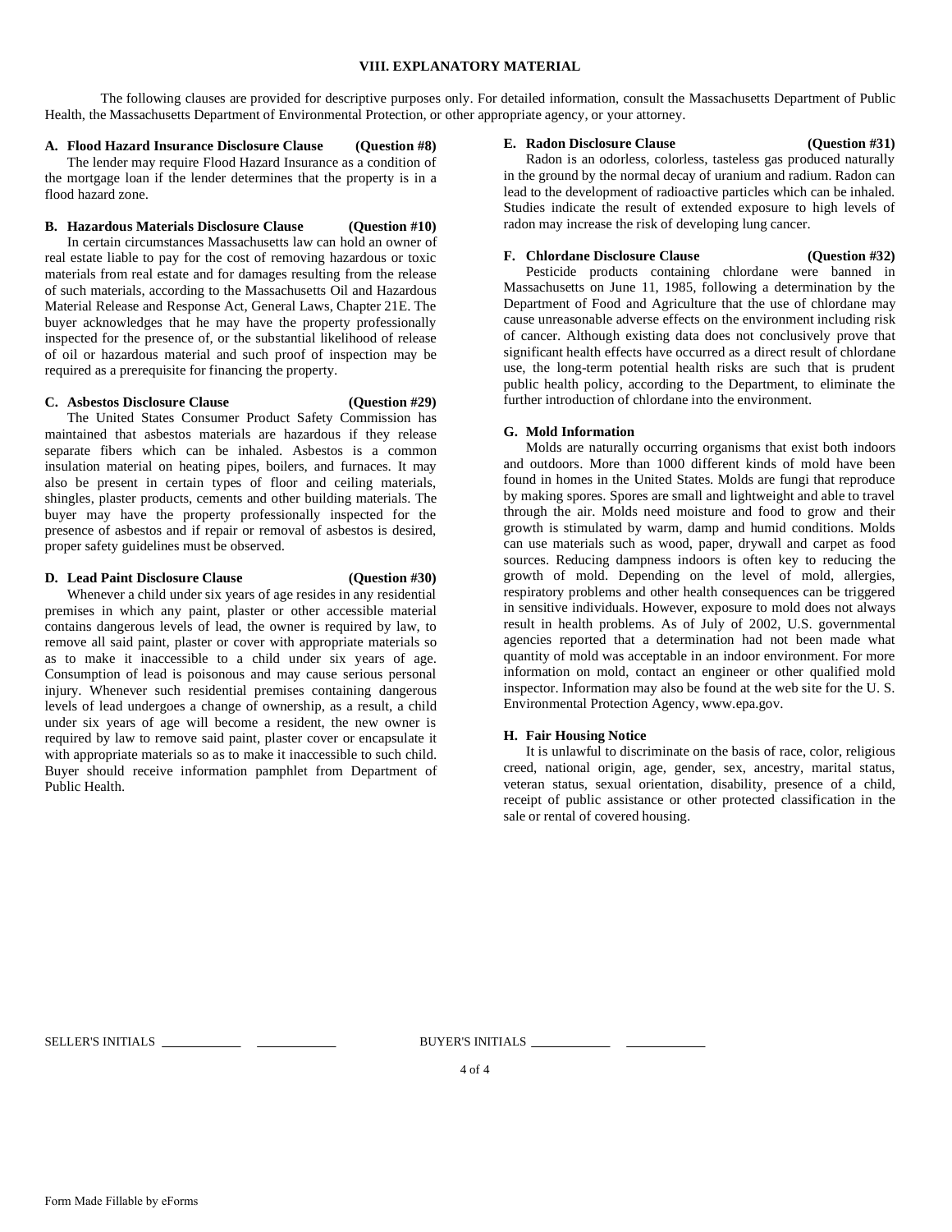## VIII. EXPLANATORY MATERIAL

The following clauses are provided for descriptive purposes only. For detailed information, consult the Massachusetts Department of Public Health, the Massachusetts Department of Environmental Protection, or other appropriate agency, or your attorney.

**A. Flood Hazard Insurance Disclosure Clause (Question #8)**

The lender may require Flood Hazard Insurance as a condition of the mortgage loan if the lender determines that the property is in a flood hazard zone.

**B. Hazardous Materials Disclosure Clause (Question #10)**

In certain circumstances Massachusetts law can hold an owner of real estate liable to pay for the cost of removing hazardous or toxic materials from real estate and for damages resulting from the release of such materials, according to the Massachusetts Oil and Hazardous Material Release and Response Act, General Laws, Chapter 21E. The buyer acknowledges that he may have the property professionally inspected for the presence of, or the substantial likelihood of release of oil or hazardous material and such proof of inspection may be required as a prerequisite for financing the property.

**C. Asbestos Disclosure Clause (Question #29)**

The United States Consumer Product Safety Commission has maintained that asbestos materials are hazardous if they release separate fibers which can be inhaled. Asbestos is a common insulation material on heating pipes, boilers, and furnaces. It may also be present in certain types of floor and ceiling materials, shingles, plaster products, cements and other building materials. The buyer may have the property professionally inspected for the presence of asbestos and if repair or removal of asbestos is desired, proper safety guidelines must be observed.

**D. Lead Paint Disclosure Clause (Question #30)**

Whenever a child under six years of age resides in any residential premises in which any paint, plaster or other accessible material contains dangerous levels of lead, the owner is required by law, to remove all said paint, plaster or cover with appropriate materials so as to make it inaccessible to a child under six years of age. Consumption of lead is poisonous and may cause serious personal injury. Whenever such residential premises containing dangerous levels of lead undergoes a change of ownership, as a result, a child under six years of age will become a resident, the new owner is required by law to remove said paint, plaster cover or encapsulate it with appropriate materials so as to make it inaccessible to such child. Buyer should receive information pamphlet from Department of Public Health.

**E. Radon Disclosure Clause (Question #31)**

Radon is an odorless, colorless, tasteless gas produced naturally in the ground by the normal decay of uranium and radium. Radon can lead to the development of radioactive particles which can be inhaled. Studies indicate the result of extended exposure to high levels of radon may increase the risk of developing lung cancer.

**F. Chlordane Disclosure Clause (Question #32)**

Pesticide products containing chlordane were banned in Massachusetts on June 11, 1985, following a determination by the Department of Food and Agriculture that the use of chlordane may cause unreasonable adverse effects on the environment including risk of cancer. Although existing data does not conclusively prove that significant health effects have occurred as a direct result of chlordane use, the long-term potential health risks are such that is prudent public health policy, according to the Department, to eliminate the further introduction of chlordane into the environment.

**G. Mold Information**

Molds are naturally occurring organisms that exist both indoors and outdoors. More than 1000 different kinds of mold have been found in homes in the United States. Molds are fungi that reproduce by making spores. Spores are small and lightweight and able to travel through the air. Molds need moisture and food to grow and their growth is stimulated by warm, damp and humid conditions. Molds can use materials such as wood, paper, drywall and carpet as food sources. Reducing dampness indoors is often key to reducing the growth of mold. Depending on the level of mold, allergies, respiratory problems and other health consequences can be triggered in sensitive individuals. However, exposure to mold does not always result in health problems. As of July of 2002, U.S. governmental agencies reported that a determination had not been made what quantity of mold was acceptable in an indoor environment. For more information on mold, contact an engineer or other qualified mold inspector. Information may also be found at the web site for the U. S. Environmental Protection Agency, www.epa.gov.

**H. Fair Housing Notice**

It is unlawful to discriminate on the basis of race, color, religious creed, national origin, age, gender, sex, ancestry, marital status, veteran status, sexual orientation, disability, presence of a child, receipt of public assistance or other protected classification in the sale or rental of covered housing.

SELLER'S INITIALS ____________ ____________ BUYER'S INITIALS ____________ ____________

Form Made Fillable by eForms